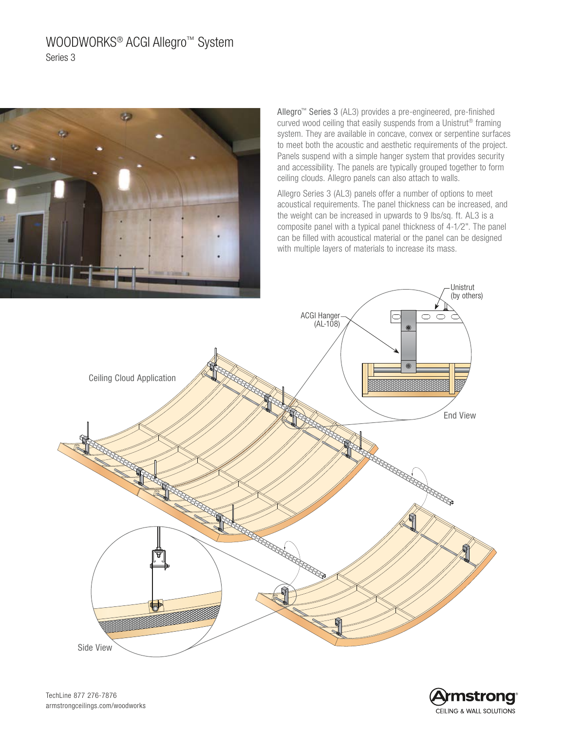# WOODWORKS® ACGI Allegro™ System

Series 3

Allegro™ Series 3 (AL3) provides a pre-engineered, pre-finished curved wood ceiling that easily suspends from a Unistrut® framing system. They are available in concave, convex or serpentine surfaces to meet both the acoustic and aesthetic requirements of the project. Panels suspend with a simple hanger system that provides security and accessibility. The panels are typically grouped together to form ceiling clouds. Allegro panels can also attach to walls.

Allegro Series 3 (AL3) panels offer a number of options to meet acoustical requirements. The panel thickness can be increased, and the weight can be increased in upwards to 9 lbs/sq. ft. AL3 is a composite panel with a typical panel thickness of 4-1⁄2". The panel can be filled with acoustical material or the panel can be designed with multiple layers of materials to increase its mass.

Unistrut (by others)

ACGI Hanger (AL-108)

End View

Ceiling Cloud Application

Side View

TechLine 877 276-7876
armstrongceilings.com/woodworks

Armstrong® CEILING & WALL SOLUTIONS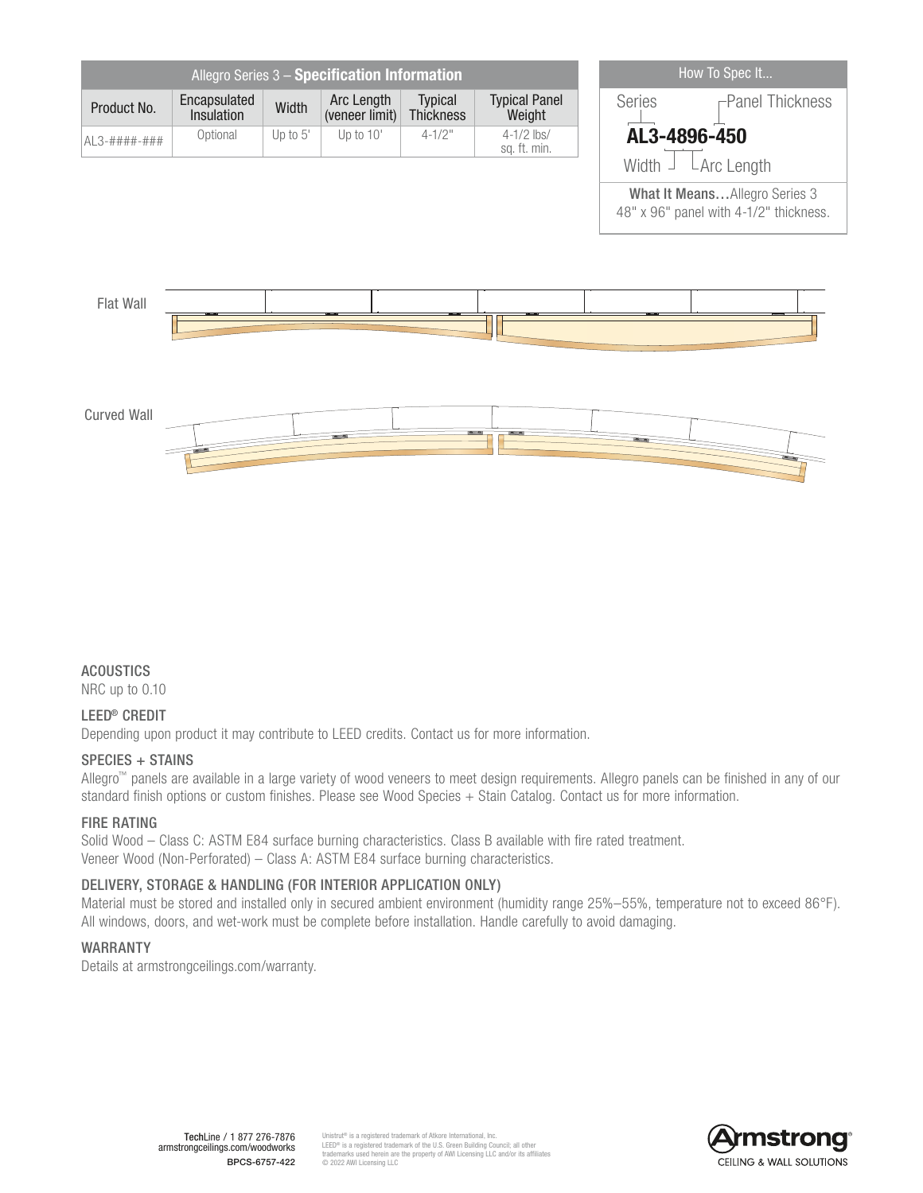## Allegro Series 3 – Specification Information

| Product No. | Encapsulated Insulation | Width | Arc Length (veneer limit) | Typical Thickness | Typical Panel Weight |
|---|---|---|---|---|---|
| AL3-####-### | Optional | Up to 5' | Up to 10' | 4-1/2" | 4-1/2 lbs/ sq. ft. min. |

### How To Spec It...

Series — Panel Thickness

**AL3-4896-450**

Width — Arc Length

**What It Means…**Allegro Series 3 48" x 96" panel with 4-1/2" thickness.

Flat Wall

Curved Wall

### ACOUSTICS

NRC up to 0.10

### LEED® CREDIT

Depending upon product it may contribute to LEED credits. Contact us for more information.

### SPECIES + STAINS

Allegro™ panels are available in a large variety of wood veneers to meet design requirements. Allegro panels can be finished in any of our standard finish options or custom finishes. Please see Wood Species + Stain Catalog. Contact us for more information.

### FIRE RATING

Solid Wood – Class C: ASTM E84 surface burning characteristics. Class B available with fire rated treatment.
Veneer Wood (Non-Perforated) – Class A: ASTM E84 surface burning characteristics.

### DELIVERY, STORAGE & HANDLING (FOR INTERIOR APPLICATION ONLY)

Material must be stored and installed only in secured ambient environment (humidity range 25%–55%, temperature not to exceed 86°F). All windows, doors, and wet-work must be complete before installation. Handle carefully to avoid damaging.

### WARRANTY

Details at armstrongceilings.com/warranty.

TechLine / 1 877 276-7876
armstrongceilings.com/woodworks
BPCS-6757-422

Unistrut® is a registered trademark of Atkore International, Inc.
LEED® is a registered trademark of the U.S. Green Building Council; all other trademarks used herein are the property of AWI Licensing LLC and/or its affiliates
© 2022 AWI Licensing LLC

Armstrong® CEILING & WALL SOLUTIONS